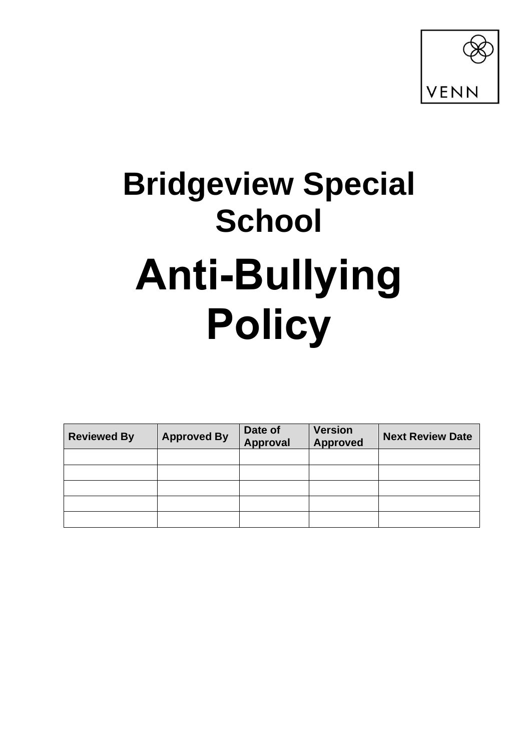VENN

# Bridgeview Special School

# Anti-Bullying Policy

| Reviewed By | Approved By | Date of Approval | Version Approved | Next Review Date |
|---|---|---|---|---|
| | | | | |
| | | | | |
| | | | | |
| | | | | |
| | | | | |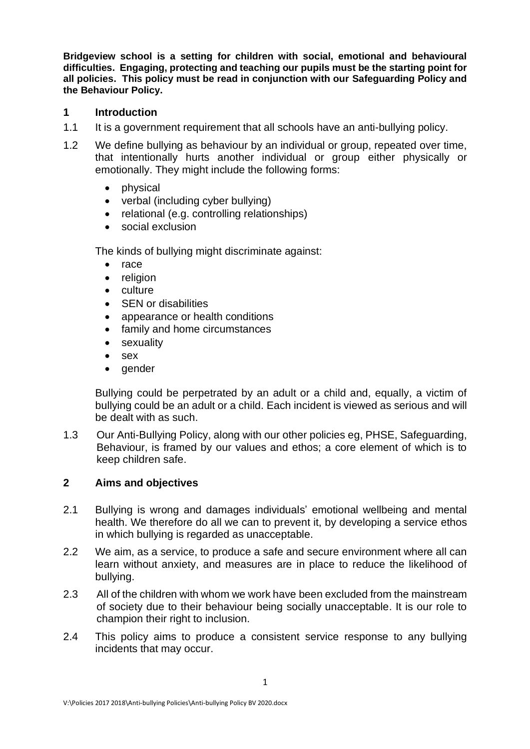**Bridgeview school is a setting for children with social, emotional and behavioural difficulties. Engaging, protecting and teaching our pupils must be the starting point for all policies. This policy must be read in conjunction with our Safeguarding Policy and the Behaviour Policy.**

## 1 Introduction

1.1 It is a government requirement that all schools have an anti-bullying policy.

1.2 We define bullying as behaviour by an individual or group, repeated over time, that intentionally hurts another individual or group either physically or emotionally. They might include the following forms:

- physical
- verbal (including cyber bullying)
- relational (e.g. controlling relationships)
- social exclusion

The kinds of bullying might discriminate against:

- race
- religion
- culture
- SEN or disabilities
- appearance or health conditions
- family and home circumstances
- sexuality
- sex
- gender

Bullying could be perpetrated by an adult or a child and, equally, a victim of bullying could be an adult or a child. Each incident is viewed as serious and will be dealt with as such.

1.3 Our Anti-Bullying Policy, along with our other policies eg, PHSE, Safeguarding, Behaviour, is framed by our values and ethos; a core element of which is to keep children safe.

## 2 Aims and objectives

2.1 Bullying is wrong and damages individuals' emotional wellbeing and mental health. We therefore do all we can to prevent it, by developing a service ethos in which bullying is regarded as unacceptable.

2.2 We aim, as a service, to produce a safe and secure environment where all can learn without anxiety, and measures are in place to reduce the likelihood of bullying.

2.3 All of the children with whom we work have been excluded from the mainstream of society due to their behaviour being socially unacceptable. It is our role to champion their right to inclusion.

2.4 This policy aims to produce a consistent service response to any bullying incidents that may occur.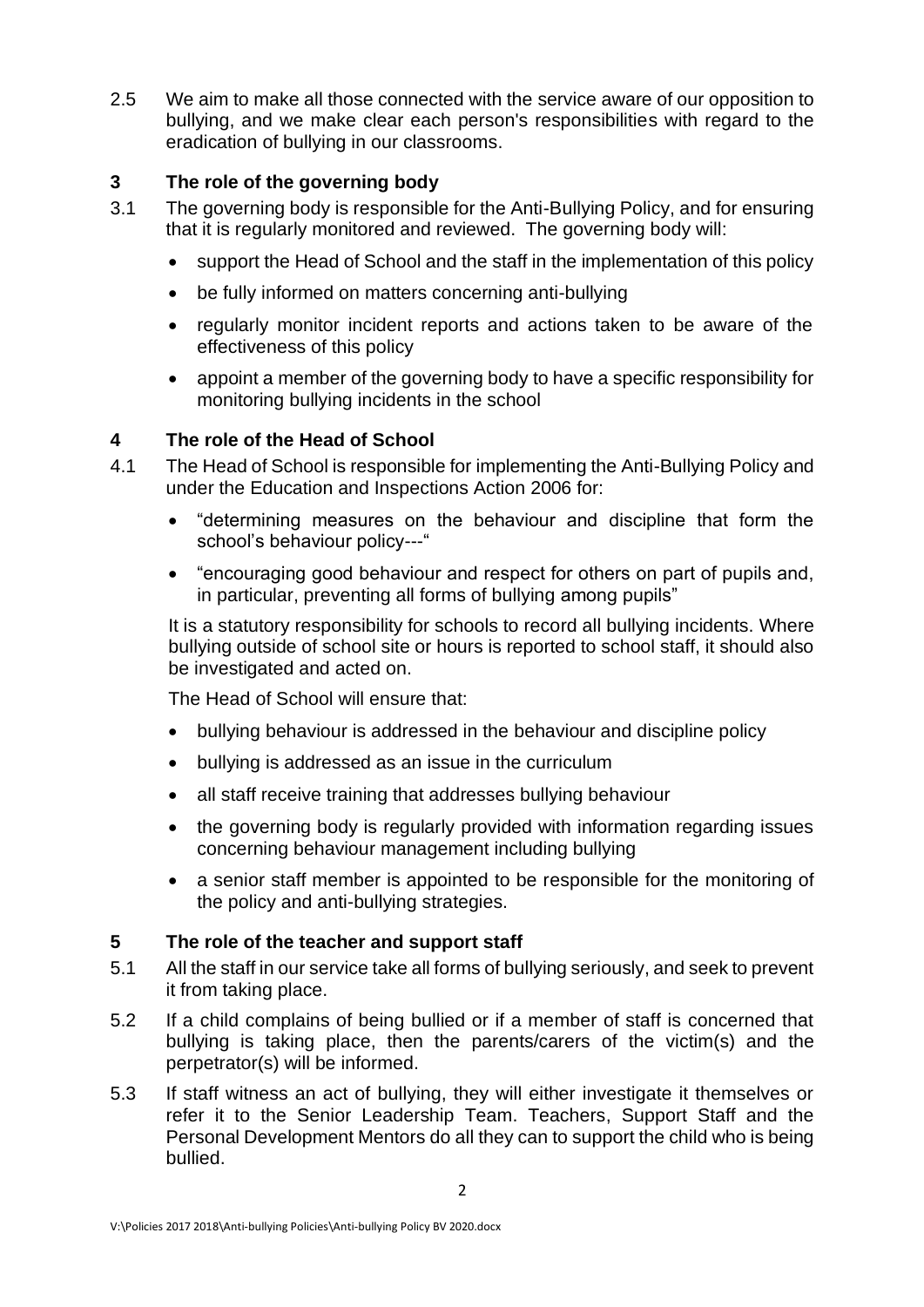2.5 We aim to make all those connected with the service aware of our opposition to bullying, and we make clear each person's responsibilities with regard to the eradication of bullying in our classrooms.

## 3 The role of the governing body

3.1 The governing body is responsible for the Anti-Bullying Policy, and for ensuring that it is regularly monitored and reviewed. The governing body will:

- support the Head of School and the staff in the implementation of this policy
- be fully informed on matters concerning anti-bullying
- regularly monitor incident reports and actions taken to be aware of the effectiveness of this policy
- appoint a member of the governing body to have a specific responsibility for monitoring bullying incidents in the school

## 4 The role of the Head of School

4.1 The Head of School is responsible for implementing the Anti-Bullying Policy and under the Education and Inspections Action 2006 for:

- "determining measures on the behaviour and discipline that form the school's behaviour policy---"
- "encouraging good behaviour and respect for others on part of pupils and, in particular, preventing all forms of bullying among pupils"

It is a statutory responsibility for schools to record all bullying incidents. Where bullying outside of school site or hours is reported to school staff, it should also be investigated and acted on.

The Head of School will ensure that:

- bullying behaviour is addressed in the behaviour and discipline policy
- bullying is addressed as an issue in the curriculum
- all staff receive training that addresses bullying behaviour
- the governing body is regularly provided with information regarding issues concerning behaviour management including bullying
- a senior staff member is appointed to be responsible for the monitoring of the policy and anti-bullying strategies.

## 5 The role of the teacher and support staff

5.1 All the staff in our service take all forms of bullying seriously, and seek to prevent it from taking place.

5.2 If a child complains of being bullied or if a member of staff is concerned that bullying is taking place, then the parents/carers of the victim(s) and the perpetrator(s) will be informed.

5.3 If staff witness an act of bullying, they will either investigate it themselves or refer it to the Senior Leadership Team. Teachers, Support Staff and the Personal Development Mentors do all they can to support the child who is being bullied.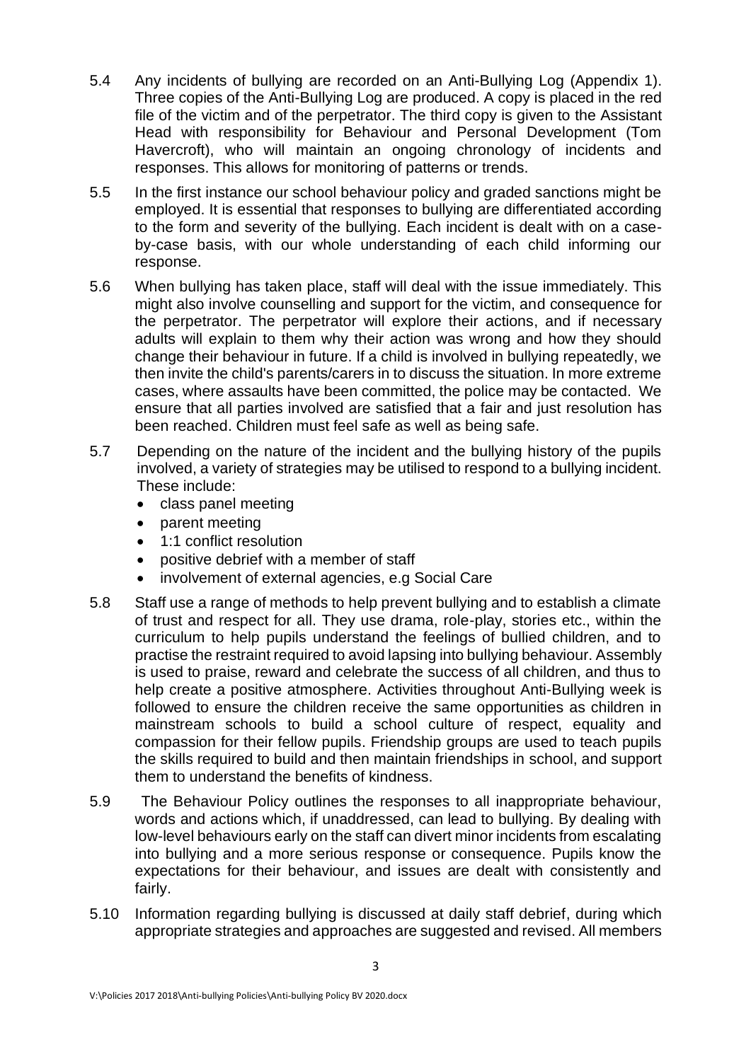5.4 Any incidents of bullying are recorded on an Anti-Bullying Log (Appendix 1). Three copies of the Anti-Bullying Log are produced. A copy is placed in the red file of the victim and of the perpetrator. The third copy is given to the Assistant Head with responsibility for Behaviour and Personal Development (Tom Havercroft), who will maintain an ongoing chronology of incidents and responses. This allows for monitoring of patterns or trends.

5.5 In the first instance our school behaviour policy and graded sanctions might be employed. It is essential that responses to bullying are differentiated according to the form and severity of the bullying. Each incident is dealt with on a case-by-case basis, with our whole understanding of each child informing our response.

5.6 When bullying has taken place, staff will deal with the issue immediately. This might also involve counselling and support for the victim, and consequence for the perpetrator. The perpetrator will explore their actions, and if necessary adults will explain to them why their action was wrong and how they should change their behaviour in future. If a child is involved in bullying repeatedly, we then invite the child's parents/carers in to discuss the situation. In more extreme cases, where assaults have been committed, the police may be contacted. We ensure that all parties involved are satisfied that a fair and just resolution has been reached. Children must feel safe as well as being safe.

5.7 Depending on the nature of the incident and the bullying history of the pupils involved, a variety of strategies may be utilised to respond to a bullying incident. These include:
- class panel meeting
- parent meeting
- 1:1 conflict resolution
- positive debrief with a member of staff
- involvement of external agencies, e.g Social Care

5.8 Staff use a range of methods to help prevent bullying and to establish a climate of trust and respect for all. They use drama, role-play, stories etc., within the curriculum to help pupils understand the feelings of bullied children, and to practise the restraint required to avoid lapsing into bullying behaviour. Assembly is used to praise, reward and celebrate the success of all children, and thus to help create a positive atmosphere. Activities throughout Anti-Bullying week is followed to ensure the children receive the same opportunities as children in mainstream schools to build a school culture of respect, equality and compassion for their fellow pupils. Friendship groups are used to teach pupils the skills required to build and then maintain friendships in school, and support them to understand the benefits of kindness.

5.9 The Behaviour Policy outlines the responses to all inappropriate behaviour, words and actions which, if unaddressed, can lead to bullying. By dealing with low-level behaviours early on the staff can divert minor incidents from escalating into bullying and a more serious response or consequence. Pupils know the expectations for their behaviour, and issues are dealt with consistently and fairly.

5.10 Information regarding bullying is discussed at daily staff debrief, during which appropriate strategies and approaches are suggested and revised. All members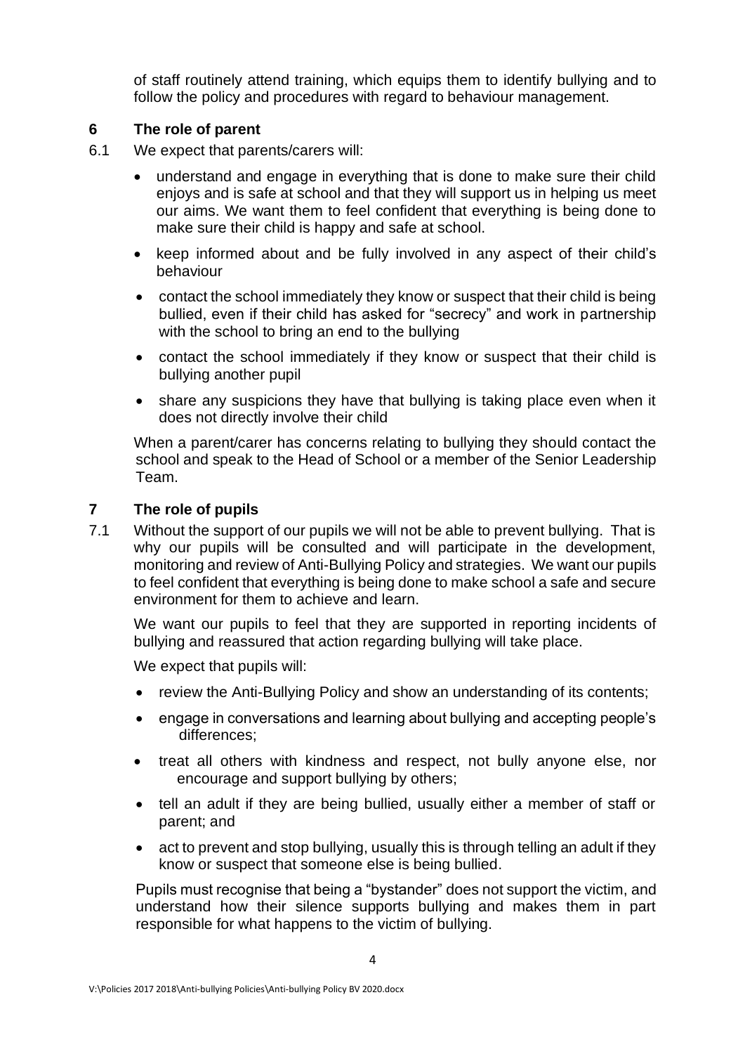of staff routinely attend training, which equips them to identify bullying and to follow the policy and procedures with regard to behaviour management.

## 6 The role of parent

6.1 We expect that parents/carers will:

- understand and engage in everything that is done to make sure their child enjoys and is safe at school and that they will support us in helping us meet our aims. We want them to feel confident that everything is being done to make sure their child is happy and safe at school.
- keep informed about and be fully involved in any aspect of their child's behaviour
- contact the school immediately they know or suspect that their child is being bullied, even if their child has asked for "secrecy" and work in partnership with the school to bring an end to the bullying
- contact the school immediately if they know or suspect that their child is bullying another pupil
- share any suspicions they have that bullying is taking place even when it does not directly involve their child

When a parent/carer has concerns relating to bullying they should contact the school and speak to the Head of School or a member of the Senior Leadership Team.

## 7 The role of pupils

7.1 Without the support of our pupils we will not be able to prevent bullying. That is why our pupils will be consulted and will participate in the development, monitoring and review of Anti-Bullying Policy and strategies. We want our pupils to feel confident that everything is being done to make school a safe and secure environment for them to achieve and learn.

We want our pupils to feel that they are supported in reporting incidents of bullying and reassured that action regarding bullying will take place.

We expect that pupils will:

- review the Anti-Bullying Policy and show an understanding of its contents;
- engage in conversations and learning about bullying and accepting people's differences;
- treat all others with kindness and respect, not bully anyone else, nor encourage and support bullying by others;
- tell an adult if they are being bullied, usually either a member of staff or parent; and
- act to prevent and stop bullying, usually this is through telling an adult if they know or suspect that someone else is being bullied.

Pupils must recognise that being a "bystander" does not support the victim, and understand how their silence supports bullying and makes them in part responsible for what happens to the victim of bullying.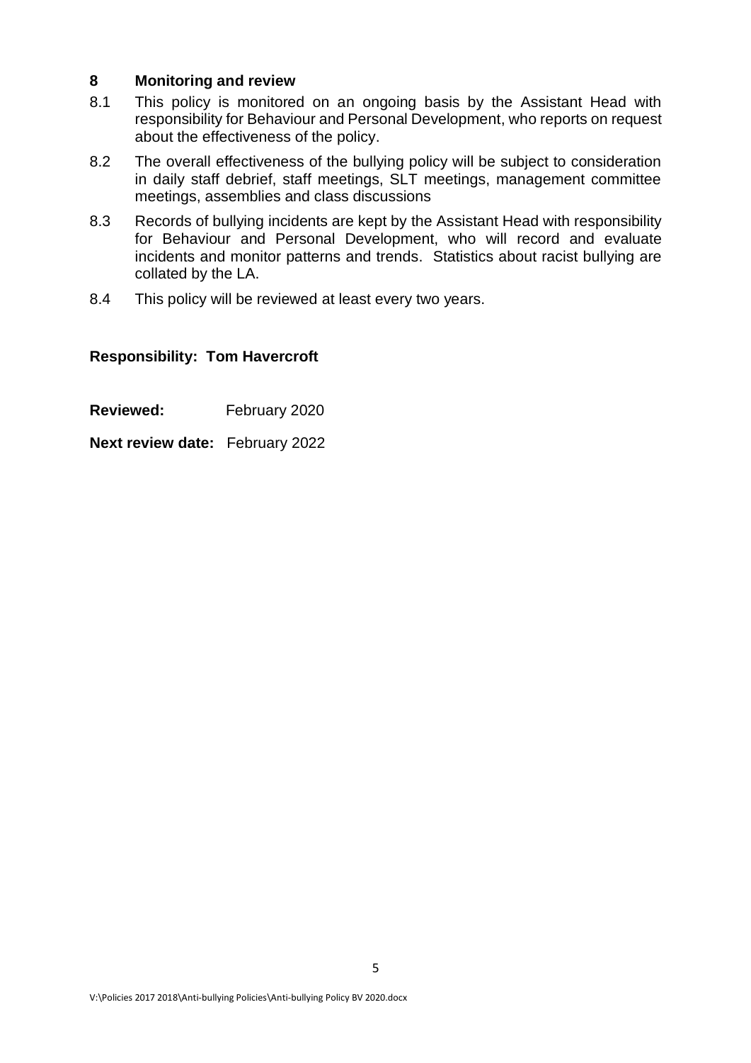## 8 Monitoring and review

8.1 This policy is monitored on an ongoing basis by the Assistant Head with responsibility for Behaviour and Personal Development, who reports on request about the effectiveness of the policy.

8.2 The overall effectiveness of the bullying policy will be subject to consideration in daily staff debrief, staff meetings, SLT meetings, management committee meetings, assemblies and class discussions

8.3 Records of bullying incidents are kept by the Assistant Head with responsibility for Behaviour and Personal Development, who will record and evaluate incidents and monitor patterns and trends. Statistics about racist bullying are collated by the LA.

8.4 This policy will be reviewed at least every two years.

**Responsibility: Tom Havercroft**

**Reviewed:** February 2020

**Next review date:** February 2022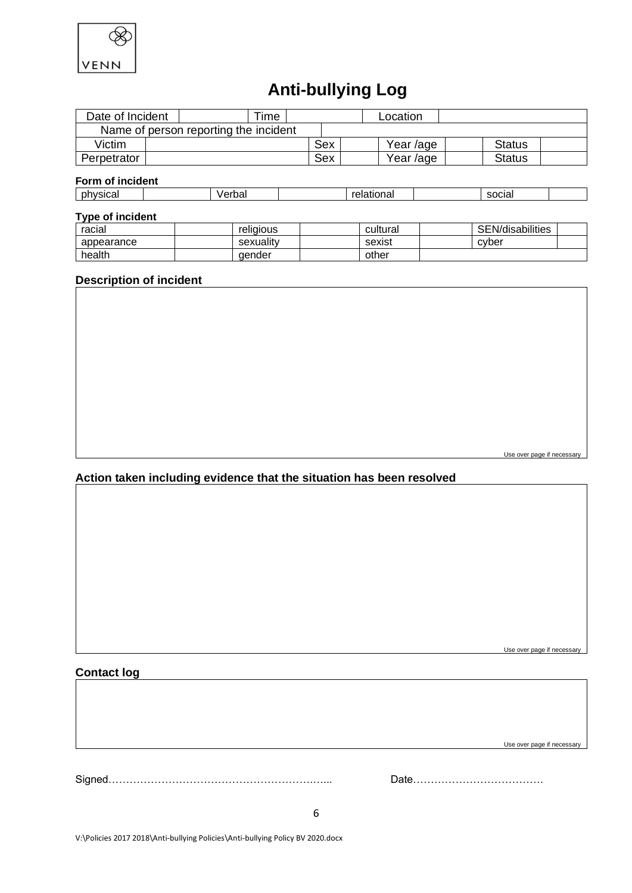VENN

# Anti-bullying Log

| | | | | | | | | |
|---|---|---|---|---|---|---|---|---|
| Date of Incident | | Time | | | Location | | | |
| Name of person reporting the incident | | | | | | | | |
| Victim | | | Sex | | Year /age | | Status | |
| Perpetrator | | | Sex | | Year /age | | Status | |

**Form of incident**

| | | | | | | | |
|---|---|---|---|---|---|---|---|
| physical | | Verbal | | relational | | social | |

**Type of incident**

| | | | | | | | |
|---|---|---|---|---|---|---|---|
| racial | | religious | | cultural | | SEN/disabilities | |
| appearance | | sexuality | | sexist | | cyber | |
| health | | gender | | other | | | |

**Description of incident**

Use over page if necessary

**Action taken including evidence that the situation has been resolved**

Use over page if necessary

**Contact log**

Use over page if necessary

Signed……………………………………………………….. Date………………………………

V:\Policies 2017 2018\Anti-bullying Policies\Anti-bullying Policy BV 2020.docx